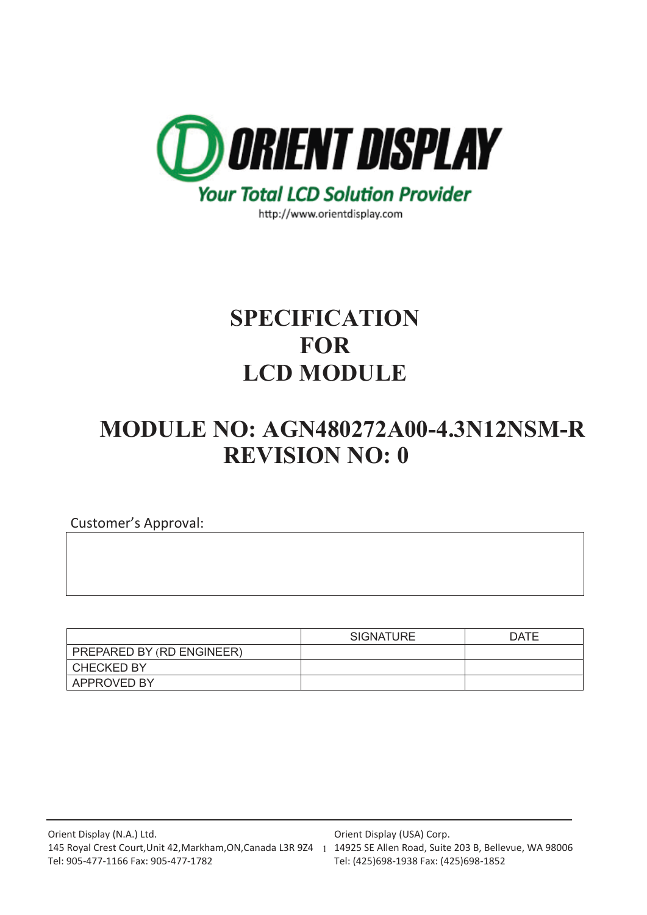**ORIENT DISPLAY**

*Your Total LCD Solution Provider*

http://www.orientdisplay.com

# SPECIFICATION FOR LCD MODULE

# MODULE NO: AGN480272A00-4.3N12NSM-R
# REVISION NO: 0

Customer's Approval:

| |
|---|
| |

| | SIGNATURE | DATE |
|---|---|---|
| PREPARED BY (RD ENGINEER) | | |
| CHECKED BY | | |
| APPROVED BY | | |

Orient Display (N.A.) Ltd.
145 Royal Crest Court,Unit 42,Markham,ON,Canada L3R 9Z4
Tel: 905-477-1166 Fax: 905-477-1782

Orient Display (USA) Corp.
14925 SE Allen Road, Suite 203 B, Bellevue, WA 98006
Tel: (425)698-1938 Fax: (425)698-1852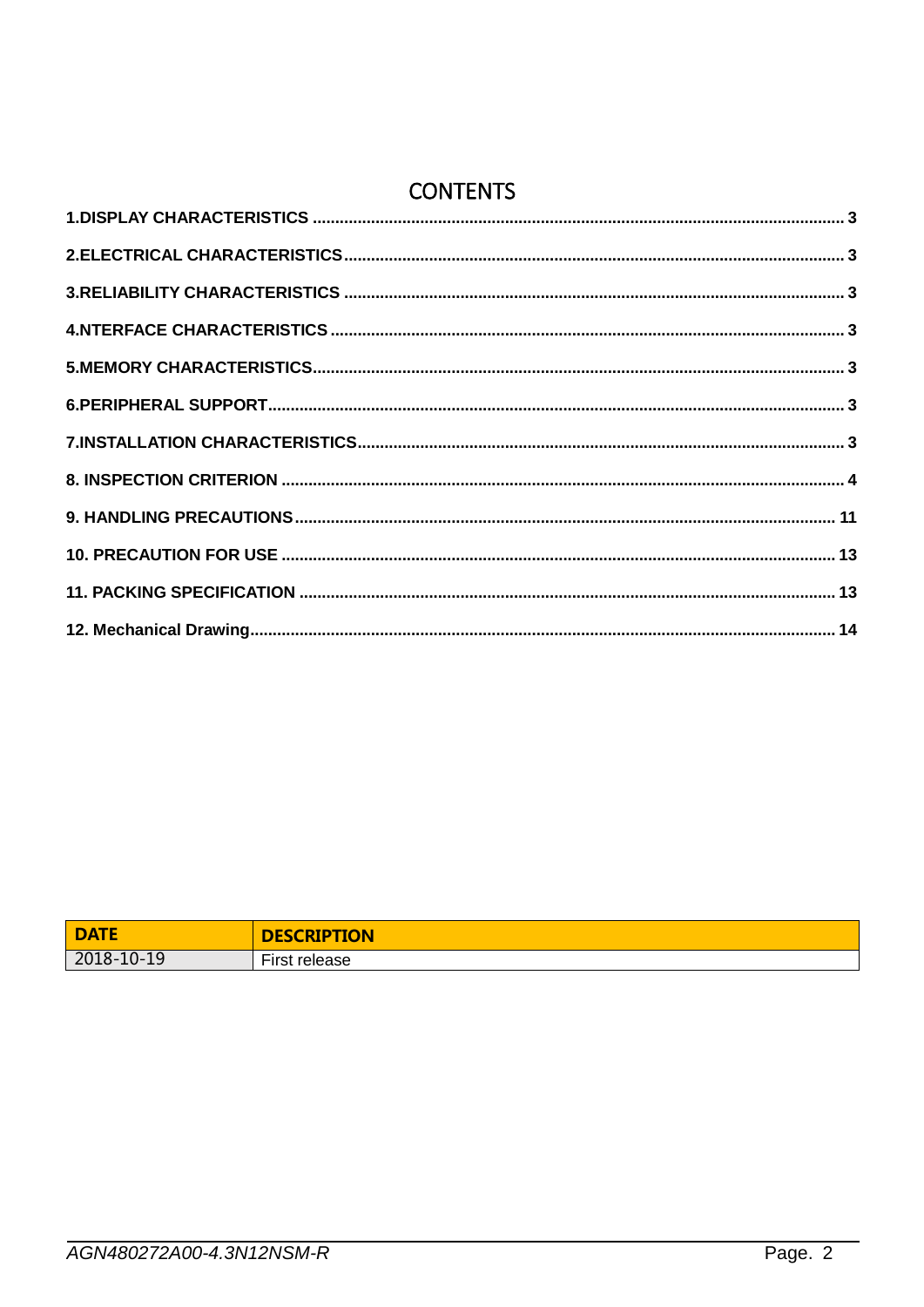# CONTENTS

**1.DISPLAY CHARACTERISTICS ..................................................... 3**

**2.ELECTRICAL CHARACTERISTICS ..................................................... 3**

**3.RELIABILITY CHARACTERISTICS ..................................................... 3**

**4.NTERFACE CHARACTERISTICS ..................................................... 3**

**5.MEMORY CHARACTERISTICS ..................................................... 3**

**6.PERIPHERAL SUPPORT ..................................................... 3**

**7.INSTALLATION CHARACTERISTICS ..................................................... 3**

**8. INSPECTION CRITERION ..................................................... 4**

**9. HANDLING PRECAUTIONS ..................................................... 11**

**10. PRECAUTION FOR USE ..................................................... 13**

**11. PACKING SPECIFICATION ..................................................... 13**

**12. Mechanical Drawing ..................................................... 14**

| DATE | DESCRIPTION |
| --- | --- |
| 2018-10-19 | First release |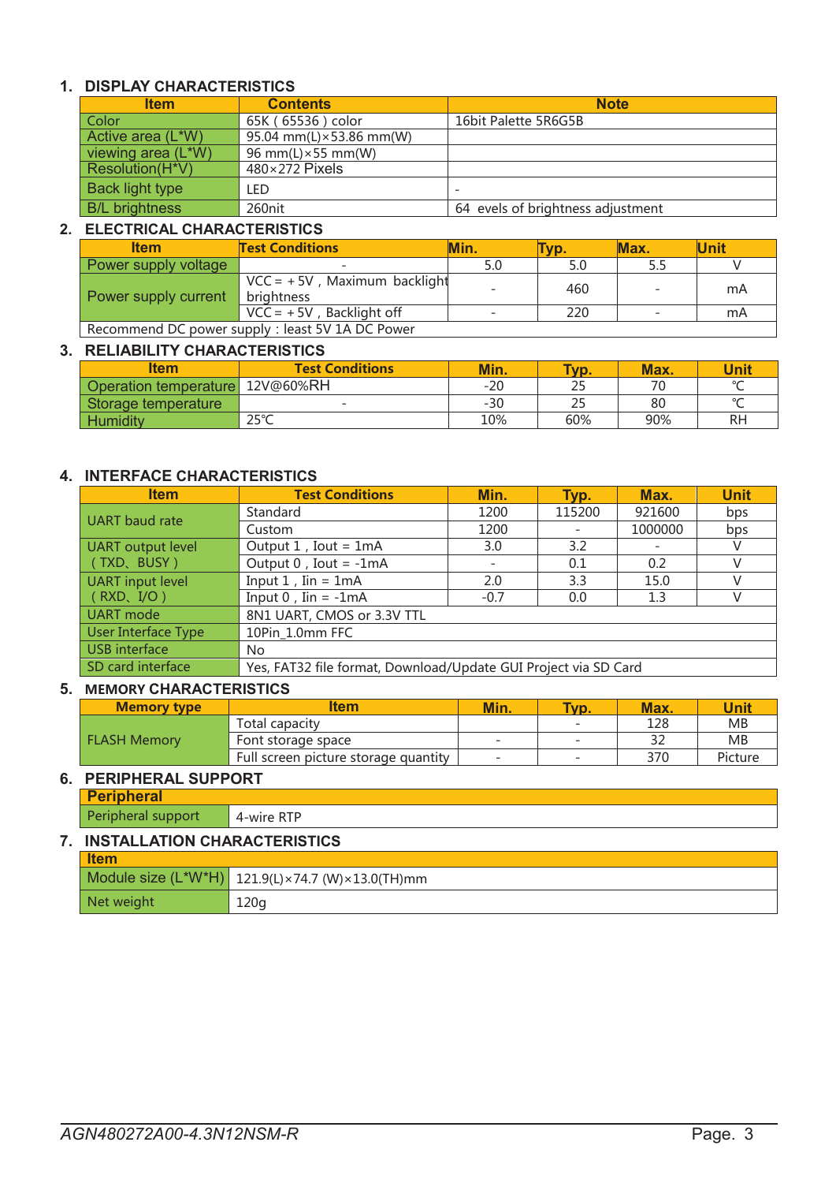## 1. DISPLAY CHARACTERISTICS

| Item | Contents | Note |
|---|---|---|
| Color | 65K ( 65536 ) color | 16bit Palette 5R6G5B |
| Active area (L*W) | 95.04 mm(L)×53.86 mm(W) | |
| viewing area (L*W) | 96 mm(L)×55 mm(W) | |
| Resolution(H*V) | 480×272 Pixels | |
| Back light type | LED | - |
| B/L brightness | 260nit | 64 evels of brightness adjustment |

## 2. ELECTRICAL CHARACTERISTICS

| Item | Test Conditions | Min. | Typ. | Max. | Unit |
|---|---|---|---|---|---|
| Power supply voltage | - | 5.0 | 5.0 | 5.5 | V |
| Power supply current | VCC = +5V , Maximum backlight brightness | - | 460 | - | mA |
| | VCC = +5V , Backlight off | - | 220 | - | mA |
| Recommend DC power supply : least 5V 1A DC Power | | | | | |

## 3. RELIABILITY CHARACTERISTICS

| Item | Test Conditions | Min. | Typ. | Max. | Unit |
|---|---|---|---|---|---|
| Operation temperature | 12V@60%RH | -20 | 25 | 70 | ℃ |
| Storage temperature | - | -30 | 25 | 80 | ℃ |
| Humidity | 25℃ | 10% | 60% | 90% | RH |

## 4. INTERFACE CHARACTERISTICS

| Item | Test Conditions | Min. | Typ. | Max. | Unit |
|---|---|---|---|---|---|
| UART baud rate | Standard | 1200 | 115200 | 921600 | bps |
| | Custom | 1200 | - | 1000000 | bps |
| UART output level ( TXD、BUSY ) | Output 1 , Iout = 1mA | 3.0 | 3.2 | - | V |
| | Output 0 , Iout = -1mA | - | 0.1 | 0.2 | V |
| UART input level ( RXD、I/O ) | Input 1 , Iin = 1mA | 2.0 | 3.3 | 15.0 | V |
| | Input 0 , Iin = -1mA | -0.7 | 0.0 | 1.3 | V |
| UART mode | 8N1 UART, CMOS or 3.3V TTL | | | | |
| User Interface Type | 10Pin_1.0mm FFC | | | | |
| USB interface | No | | | | |
| SD card interface | Yes, FAT32 file format, Download/Update GUI Project via SD Card | | | | |

## 5. MEMORY CHARACTERISTICS

| Memory type | Item | Min. | Typ. | Max. | Unit |
|---|---|---|---|---|---|
| FLASH Memory | Total capacity | | - | 128 | MB |
| | Font storage space | - | - | 32 | MB |
| | Full screen picture storage quantity | - | - | 370 | Picture |

## 6. PERIPHERAL SUPPORT

| Peripheral | |
|---|---|
| Peripheral support | 4-wire RTP |

## 7. INSTALLATION CHARACTERISTICS

| Item | |
|---|---|
| Module size (L*W*H) | 121.9(L)×74.7 (W)×13.0(TH)mm |
| Net weight | 120g |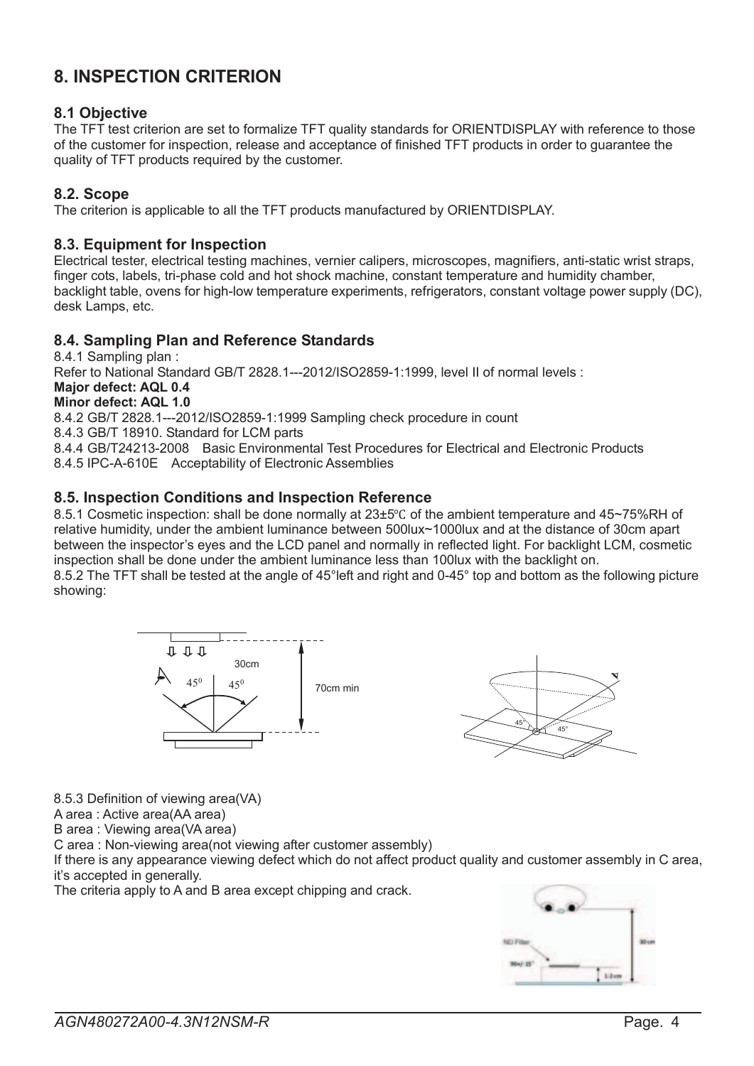# 8. INSPECTION CRITERION

### 8.1 Objective

The TFT test criterion are set to formalize TFT quality standards for ORIENTDISPLAY with reference to those of the customer for inspection, release and acceptance of finished TFT products in order to guarantee the quality of TFT products required by the customer.

### 8.2. Scope

The criterion is applicable to all the TFT products manufactured by ORIENTDISPLAY.

### 8.3. Equipment for Inspection

Electrical tester, electrical testing machines, vernier calipers, microscopes, magnifiers, anti-static wrist straps, finger cots, labels, tri-phase cold and hot shock machine, constant temperature and humidity chamber, backlight table, ovens for high-low temperature experiments, refrigerators, constant voltage power supply (DC), desk Lamps, etc.

### 8.4. Sampling Plan and Reference Standards

8.4.1 Sampling plan :

Refer to National Standard GB/T 2828.1---2012/ISO2859-1:1999, level II of normal levels :

**Major defect: AQL 0.4**

**Minor defect: AQL 1.0**

8.4.2 GB/T 2828.1---2012/ISO2859-1:1999 Sampling check procedure in count

8.4.3 GB/T 18910. Standard for LCM parts

8.4.4 GB/T24213-2008 Basic Environmental Test Procedures for Electrical and Electronic Products

8.4.5 IPC-A-610E Acceptability of Electronic Assemblies

### 8.5. Inspection Conditions and Inspection Reference

8.5.1 Cosmetic inspection: shall be done normally at 23±5℃ of the ambient temperature and 45~75%RH of relative humidity, under the ambient luminance between 500lux~1000lux and at the distance of 30cm apart between the inspector's eyes and the LCD panel and normally in reflected light. For backlight LCM, cosmetic inspection shall be done under the ambient luminance less than 100lux with the backlight on.

8.5.2 The TFT shall be tested at the angle of 45°left and right and 0-45° top and bottom as the following picture showing:

8.5.3 Definition of viewing area(VA)

A area : Active area(AA area)

B area : Viewing area(VA area)

C area : Non-viewing area(not viewing after customer assembly)

If there is any appearance viewing defect which do not affect product quality and customer assembly in C area, it's accepted in generally.

The criteria apply to A and B area except chipping and crack.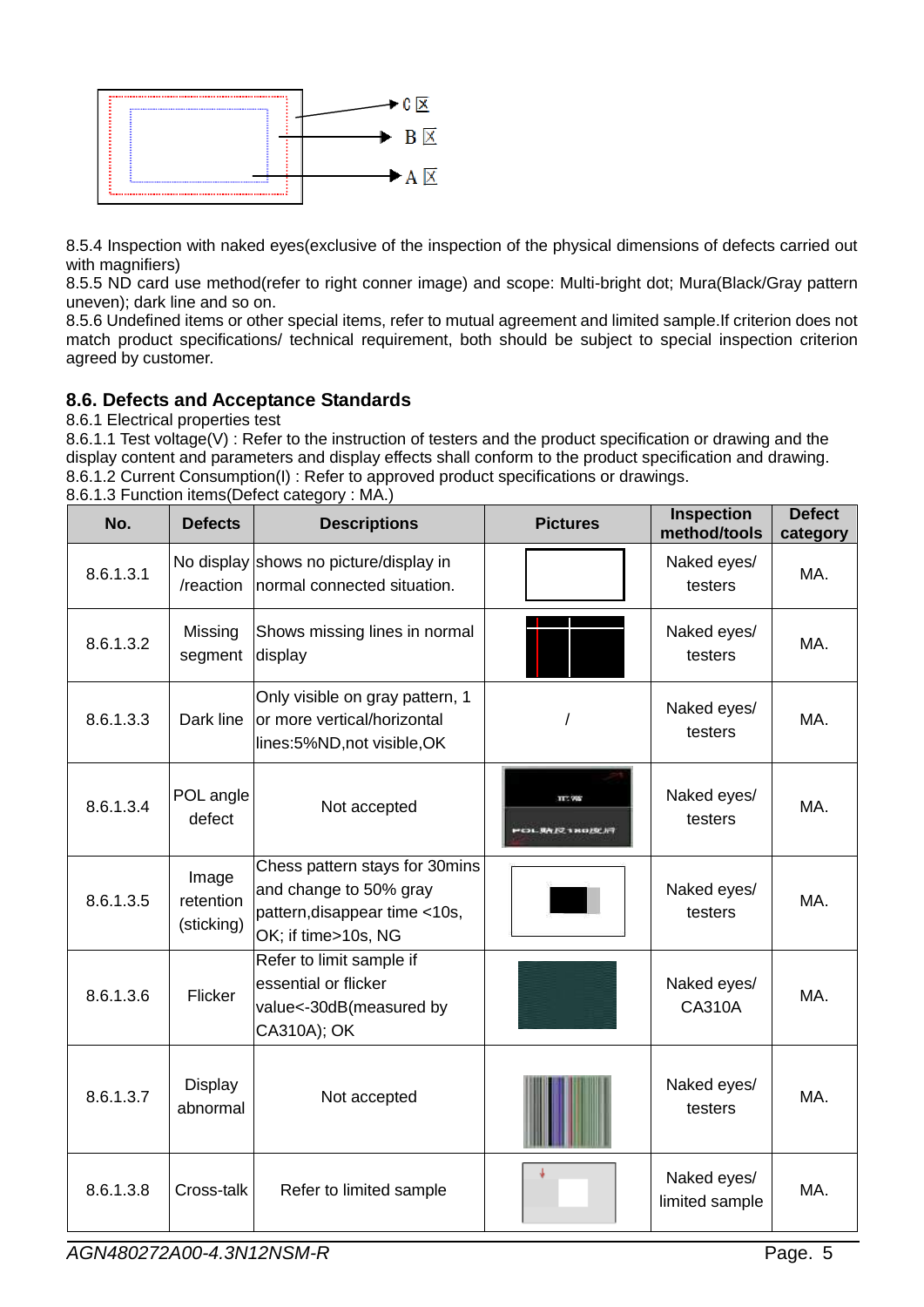C 区

B 区

A 区

8.5.4 Inspection with naked eyes(exclusive of the inspection of the physical dimensions of defects carried out with magnifiers)
8.5.5 ND card use method(refer to right conner image) and scope: Multi-bright dot; Mura(Black/Gray pattern uneven); dark line and so on.
8.5.6 Undefined items or other special items, refer to mutual agreement and limited sample.If criterion does not match product specifications/ technical requirement, both should be subject to special inspection criterion agreed by customer.

## 8.6. Defects and Acceptance Standards

8.6.1 Electrical properties test
8.6.1.1 Test voltage(V) : Refer to the instruction of testers and the product specification or drawing and the display content and parameters and display effects shall conform to the product specification and drawing.
8.6.1.2 Current Consumption(I) : Refer to approved product specifications or drawings.
8.6.1.3 Function items(Defect category : MA.)

| No. | Defects | Descriptions | Pictures | Inspection method/tools | Defect category |
|---|---|---|---|---|---|
| 8.6.1.3.1 | No display /reaction | shows no picture/display in normal connected situation. | | Naked eyes/ testers | MA. |
| 8.6.1.3.2 | Missing segment | Shows missing lines in normal display | | Naked eyes/ testers | MA. |
| 8.6.1.3.3 | Dark line | Only visible on gray pattern, 1 or more vertical/horizontal lines:5%ND,not visible,OK | / | Naked eyes/ testers | MA. |
| 8.6.1.3.4 | POL angle defect | Not accepted | | Naked eyes/ testers | MA. |
| 8.6.1.3.5 | Image retention (sticking) | Chess pattern stays for 30mins and change to 50% gray pattern,disappear time <10s, OK; if time>10s, NG | | Naked eyes/ testers | MA. |
| 8.6.1.3.6 | Flicker | Refer to limit sample if essential or flicker value<-30dB(measured by CA310A); OK | | Naked eyes/ CA310A | MA. |
| 8.6.1.3.7 | Display abnormal | Not accepted | | Naked eyes/ testers | MA. |
| 8.6.1.3.8 | Cross-talk | Refer to limited sample | | Naked eyes/ limited sample | MA. |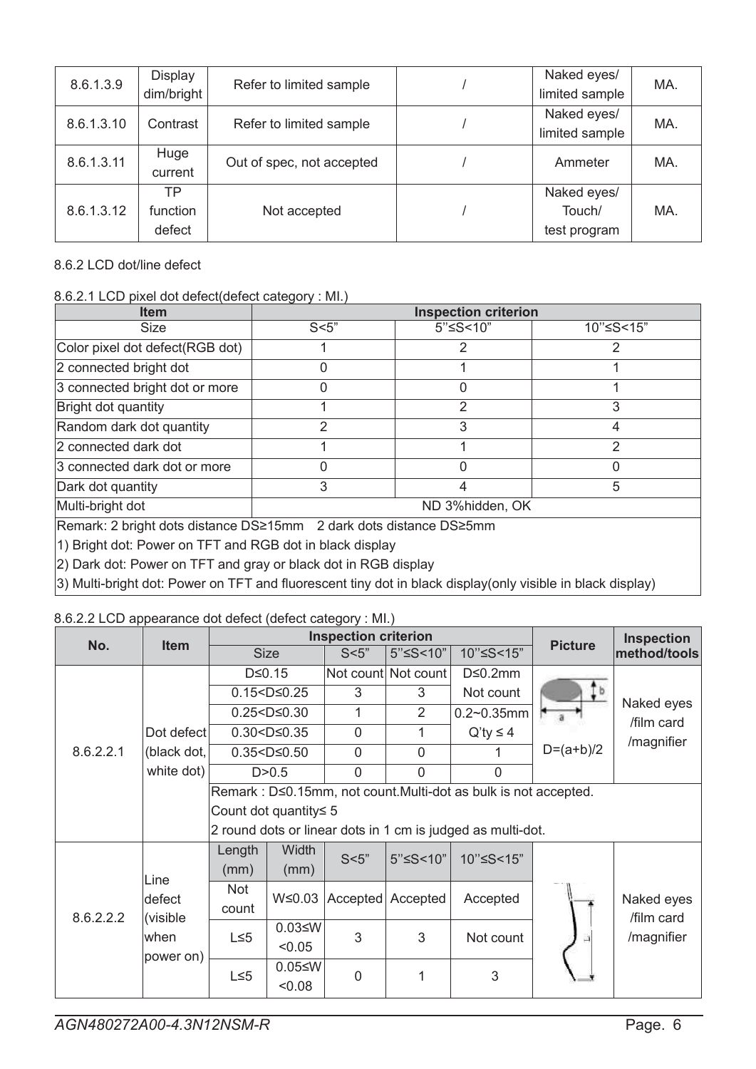| 8.6.1.3.9 | Display dim/bright | Refer to limited sample | / | Naked eyes/ limited sample | MA. |
|---|---|---|---|---|---|
| 8.6.1.3.10 | Contrast | Refer to limited sample | / | Naked eyes/ limited sample | MA. |
| 8.6.1.3.11 | Huge current | Out of spec, not accepted | / | Ammeter | MA. |
| 8.6.1.3.12 | TP function defect | Not accepted | / | Naked eyes/ Touch/ test program | MA. |

8.6.2 LCD dot/line defect

8.6.2.1 LCD pixel dot defect(defect category : MI.)

| Item | Inspection criterion | | |
|---|---|---|---|
| Size | S<5" | 5"≤S<10" | 10"≤S<15" |
| Color pixel dot defect(RGB dot) | 1 | 2 | 2 |
| 2 connected bright dot | 0 | 1 | 1 |
| 3 connected bright dot or more | 0 | 0 | 1 |
| Bright dot quantity | 1 | 2 | 3 |
| Random dark dot quantity | 2 | 3 | 4 |
| 2 connected dark dot | 1 | 1 | 2 |
| 3 connected dark dot or more | 0 | 0 | 0 |
| Dark dot quantity | 3 | 4 | 5 |
| Multi-bright dot | ND 3%hidden, OK | | |
| Remark: 2 bright dots distance DS≥15mm 2 dark dots distance DS≥5mm | | | |
| 1) Bright dot: Power on TFT and RGB dot in black display | | | |
| 2) Dark dot: Power on TFT and gray or black dot in RGB display | | | |
| 3) Multi-bright dot: Power on TFT and fluorescent tiny dot in black display(only visible in black display) | | | |

8.6.2.2 LCD appearance dot defect (defect category : MI.)

| No. | Item | Inspection criterion | | | | | Picture | Inspection method/tools |
|---|---|---|---|---|---|---|---|---|
| | | Size | | S<5" | 5"≤S<10" | 10"≤S<15" | | |
| 8.6.2.2.1 | Dot defect (black dot, white dot) | D≤0.15 | | Not count | Not count | D≤0.2mm Not count | D=(a+b)/2 | Naked eyes /film card /magnifier |
| | | 0.15<D≤0.25 | | 3 | 3 | | | |
| | | 0.25<D≤0.30 | | 1 | 2 | 0.2~0.35mm Q'ty ≤ 4 | | |
| | | 0.30<D≤0.35 | | 0 | 1 | | | |
| | | 0.35<D≤0.50 | | 0 | 0 | 1 | | |
| | | D>0.5 | | 0 | 0 | 0 | | |
| | | Remark : D≤0.15mm, not count.Multi-dot as bulk is not accepted. Count dot quantity≤ 5 2 round dots or linear dots in 1 cm is judged as multi-dot. | | | | | | |
| 8.6.2.2.2 | Line defect (visible when power on) | Length (mm) | Width (mm) | S<5" | 5"≤S<10" | 10"≤S<15" | | Naked eyes /film card /magnifier |
| | | Not count | W≤0.03 | Accepted | Accepted | Accepted | | |
| | | L≤5 | 0.03≤W<0.05 | 3 | 3 | Not count | | |
| | | L≤5 | 0.05≤W<0.08 | 0 | 1 | 3 | | |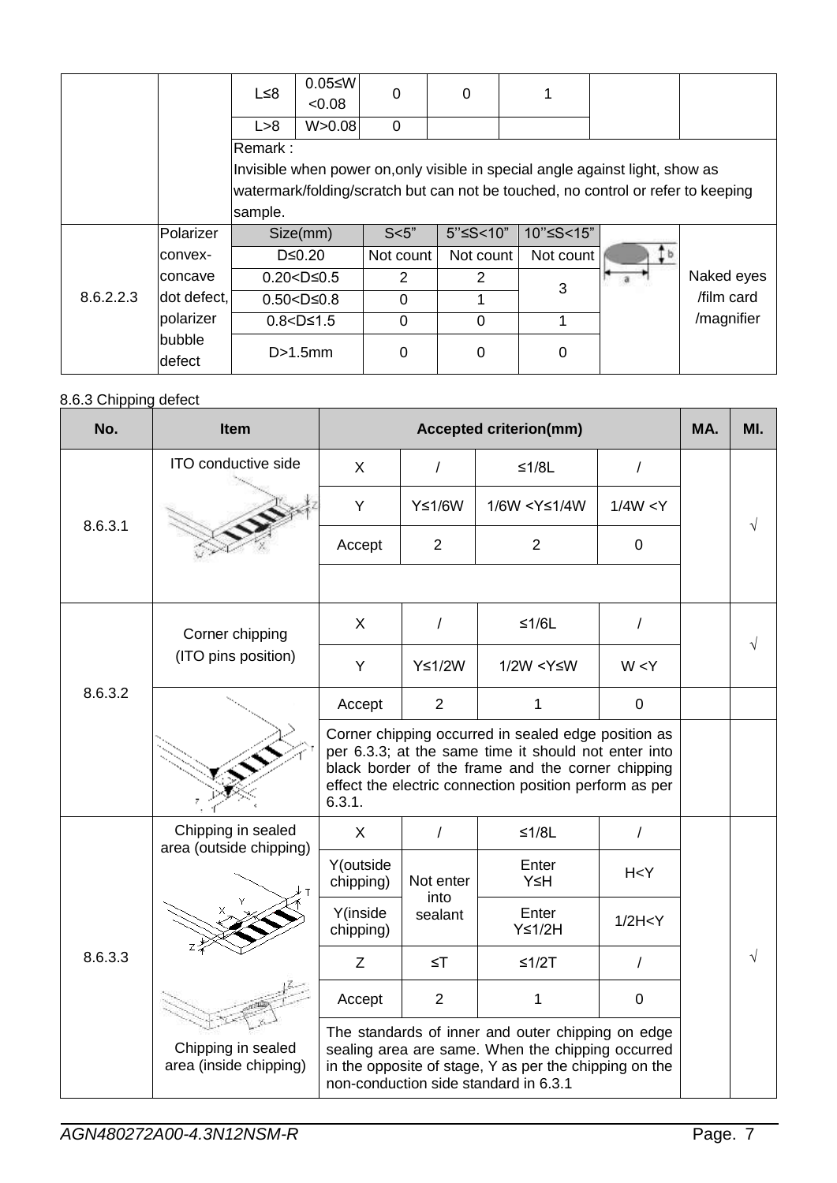| | | L≤8 | 0.05≤W<0.08 | 0 | 0 | 1 | | |
|---|---|---|---|---|---|---|---|---|
| | | L>8 | W>0.08 | 0 | | | | |
| | | Remark : Invisible when power on,only visible in special angle against light, show as watermark/folding/scratch but can not be touched, no control or refer to keeping sample. | | | | | | |

| 8.6.2.2.3 | Polarizer convex-concave dot defect, polarizer bubble defect | Size(mm) | S<5" | 5''≤S<10" | 10''≤S<15" | | Naked eyes /film card /magnifier |
|---|---|---|---|---|---|---|---|
| | | D≤0.20 | Not count | Not count | Not count | | |
| | | 0.20<D≤0.5 | 2 | 2 | 3 | | |
| | | 0.50<D≤0.8 | 0 | 1 | | | |
| | | 0.8<D≤1.5 | 0 | 0 | 1 | | |
| | | D>1.5mm | 0 | 0 | 0 | | |

8.6.3 Chipping defect

| No. | Item | Accepted criterion(mm) | | | | MA. | MI. |
|---|---|---|---|---|---|---|---|
| 8.6.3.1 | ITO conductive side | X | / | ≤1/8L | / | | √ |
| | | Y | Y≤1/6W | 1/6W <Y≤1/4W | 1/4W <Y | | |
| | | Accept | 2 | 2 | 0 | | |
| 8.6.3.2 | Corner chipping (ITO pins position) | X | / | ≤1/6L | / | | √ |
| | | Y | Y≤1/2W | 1/2W <Y≤W | W <Y | | |
| | | Accept | 2 | 1 | 0 | | |
| | | Corner chipping occurred in sealed edge position as per 6.3.3; at the same time it should not enter into black border of the frame and the corner chipping effect the electric connection position perform as per 6.3.1. | | | | | |
| 8.6.3.3 | Chipping in sealed area (outside chipping) / Chipping in sealed area (inside chipping) | X | / | ≤1/8L | / | | √ |
| | | Y(outside chipping) | Not enter into sealant | Enter Y≤H | H<Y | | |
| | | Y(inside chipping) | | Enter Y≤1/2H | 1/2H<Y | | |
| | | Z | ≤T | ≤1/2T | / | | |
| | | Accept | 2 | 1 | 0 | | |
| | | The standards of inner and outer chipping on edge sealing area are same. When the chipping occurred in the opposite of stage, Y as per the chipping on the non-conduction side standard in 6.3.1 | | | | | |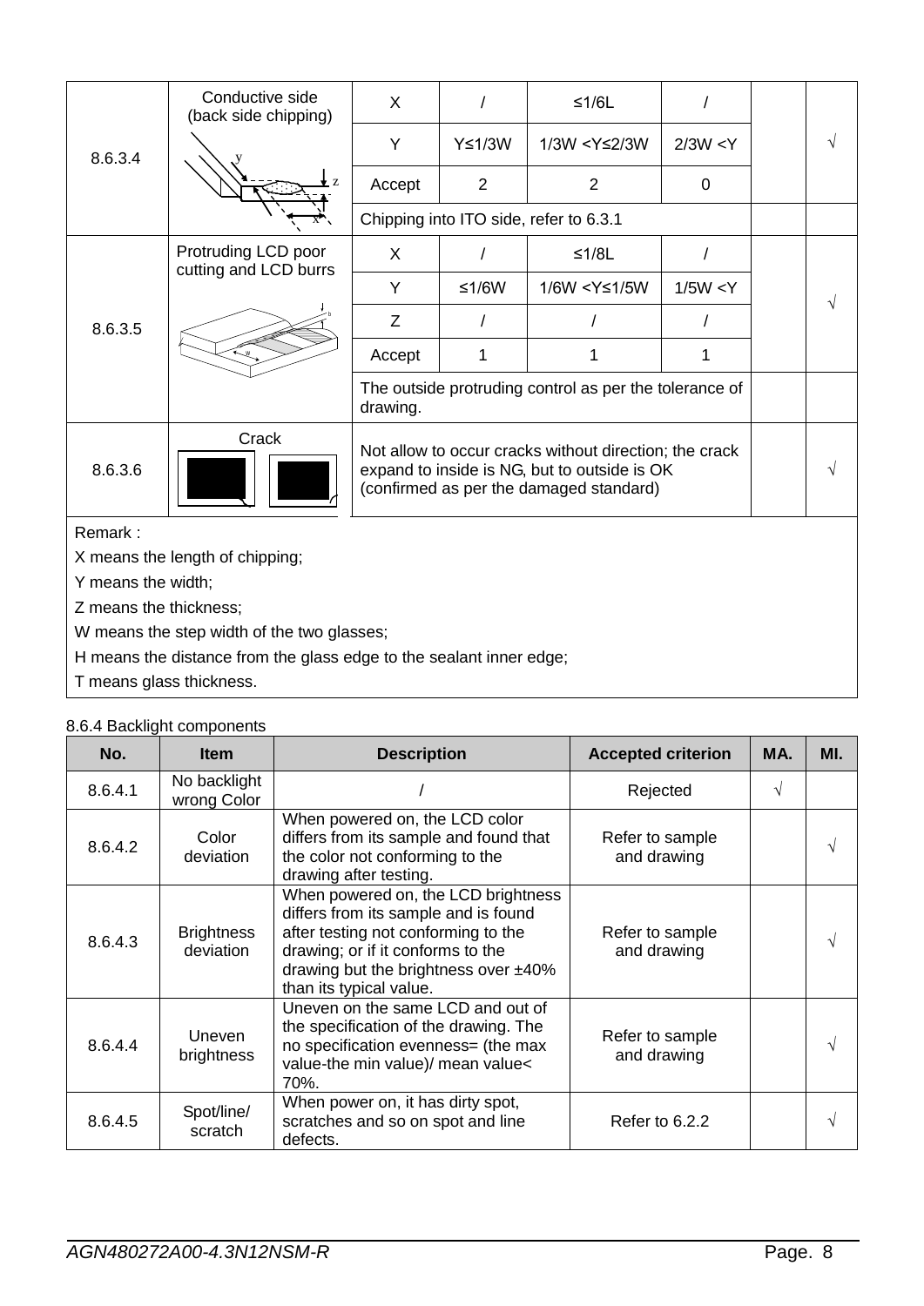| 8.6.3.4 | Conductive side (back side chipping) | X | / | ≤1/6L | / | | √ |
|---|---|---|---|---|---|---|---|
| | | Y | Y≤1/3W | 1/3W <Y≤2/3W | 2/3W <Y | | |
| | | Accept | 2 | 2 | 0 | | |
| | | Chipping into ITO side, refer to 6.3.1 | | | | | |
| 8.6.3.5 | Protruding LCD poor cutting and LCD burrs | X | / | ≤1/8L | / | | √ |
| | | Y | ≤1/6W | 1/6W <Y≤1/5W | 1/5W <Y | | |
| | | Z | / | / | / | | |
| | | Accept | 1 | 1 | 1 | | |
| | | The outside protruding control as per the tolerance of drawing. | | | | | |
| 8.6.3.6 | Crack | Not allow to occur cracks without direction; the crack expand to inside is NG, but to outside is OK (confirmed as per the damaged standard) | | | | | √ |

Remark :

X means the length of chipping;

Y means the width;

Z means the thickness;

W means the step width of the two glasses;

H means the distance from the glass edge to the sealant inner edge;

T means glass thickness.

8.6.4 Backlight components

| No. | Item | Description | Accepted criterion | MA. | MI. |
|---|---|---|---|---|---|
| 8.6.4.1 | No backlight wrong Color | / | Rejected | √ | |
| 8.6.4.2 | Color deviation | When powered on, the LCD color differs from its sample and found that the color not conforming to the drawing after testing. | Refer to sample and drawing | | √ |
| 8.6.4.3 | Brightness deviation | When powered on, the LCD brightness differs from its sample and is found after testing not conforming to the drawing; or if it conforms to the drawing but the brightness over ±40% than its typical value. | Refer to sample and drawing | | √ |
| 8.6.4.4 | Uneven brightness | Uneven on the same LCD and out of the specification of the drawing. The no specification evenness= (the max value-the min value)/ mean value< 70%. | Refer to sample and drawing | | √ |
| 8.6.4.5 | Spot/line/ scratch | When power on, it has dirty spot, scratches and so on spot and line defects. | Refer to 6.2.2 | | √ |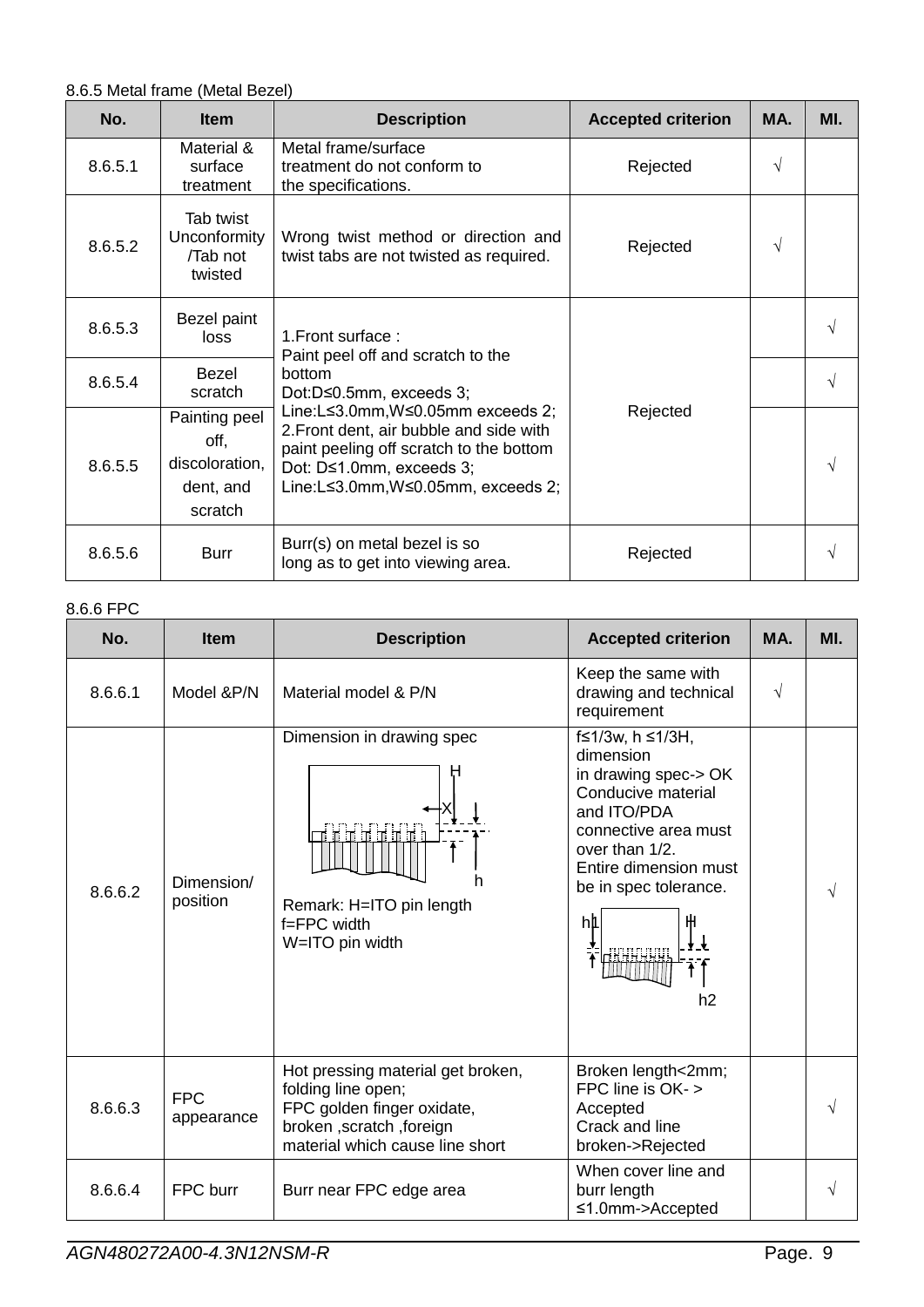8.6.5 Metal frame (Metal Bezel)

| No. | Item | Description | Accepted criterion | MA. | MI. |
|---|---|---|---|---|---|
| 8.6.5.1 | Material & surface treatment | Metal frame/surface treatment do not conform to the specifications. | Rejected | √ | |
| 8.6.5.2 | Tab twist Unconformity /Tab not twisted | Wrong twist method or direction and twist tabs are not twisted as required. | Rejected | √ | |
| 8.6.5.3 | Bezel paint loss | 1.Front surface :<br>Paint peel off and scratch to the bottom<br>Dot:D≤0.5mm, exceeds 3;<br>Line:L≤3.0mm,W≤0.05mm exceeds 2;<br>2.Front dent, air bubble and side with paint peeling off scratch to the bottom<br>Dot: D≤1.0mm, exceeds 3;<br>Line:L≤3.0mm,W≤0.05mm, exceeds 2; | Rejected | | √ |
| 8.6.5.4 | Bezel scratch | | | | √ |
| 8.6.5.5 | Painting peel off, discoloration, dent, and scratch | | | | √ |
| 8.6.5.6 | Burr | Burr(s) on metal bezel is so long as to get into viewing area. | Rejected | | √ |

8.6.6 FPC

| No. | Item | Description | Accepted criterion | MA. | MI. |
|---|---|---|---|---|---|
| 8.6.6.1 | Model &P/N | Material model & P/N | Keep the same with drawing and technical requirement | √ | |
| 8.6.6.2 | Dimension/ position | Dimension in drawing spec<br>H X h<br>Remark: H=ITO pin length<br>f=FPC width<br>W=ITO pin width | f≤1/3w, h ≤1/3H, dimension in drawing spec-> OK<br>Conducive material and ITO/PDA connective area must over than 1/2.<br>Entire dimension must be in spec tolerance.<br>h1 H h2 | | √ |
| 8.6.6.3 | FPC appearance | Hot pressing material get broken, folding line open;<br>FPC golden finger oxidate, broken ,scratch ,foreign material which cause line short | Broken length<2mm; FPC line is OK- > Accepted<br>Crack and line broken->Rejected | | √ |
| 8.6.6.4 | FPC burr | Burr near FPC edge area | When cover line and burr length ≤1.0mm->Accepted | | √ |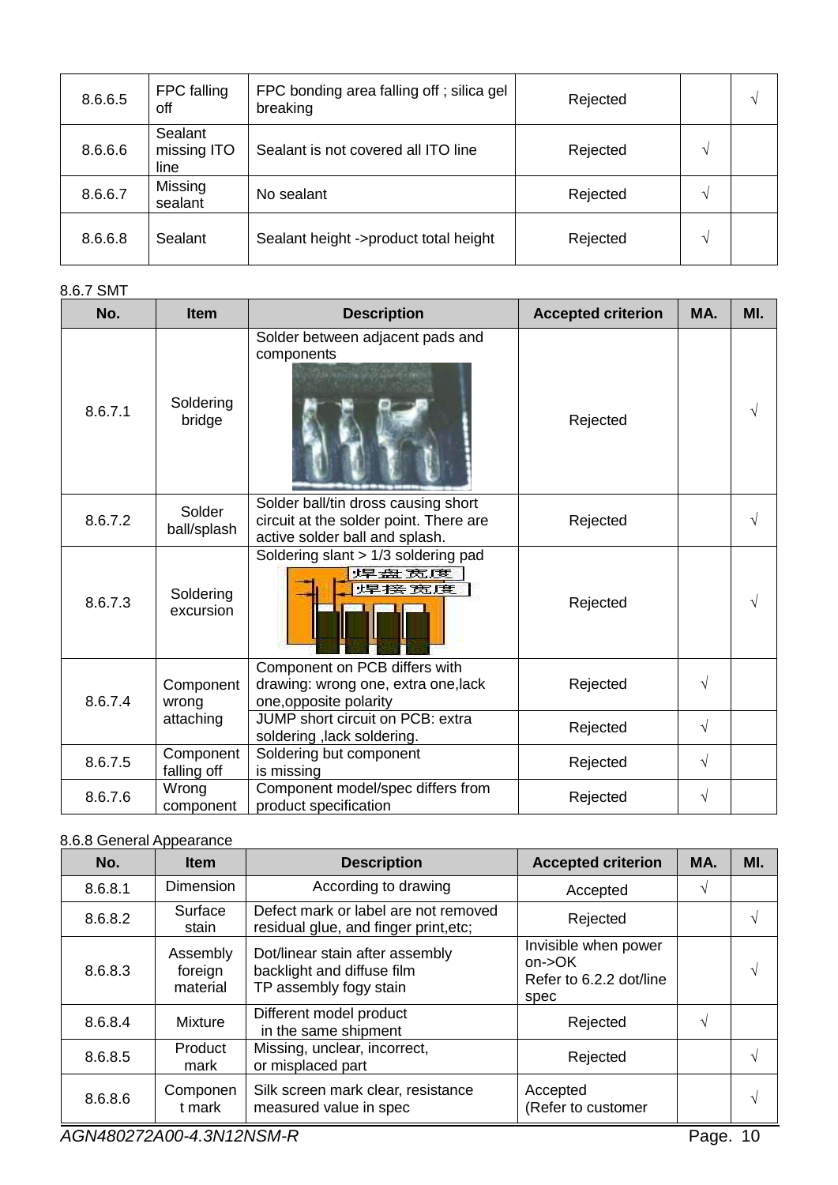| 8.6.6.5 | FPC falling off | FPC bonding area falling off ; silica gel breaking | Rejected | | √ |
|---|---|---|---|---|---|
| 8.6.6.6 | Sealant missing ITO line | Sealant is not covered all ITO line | Rejected | √ | |
| 8.6.6.7 | Missing sealant | No sealant | Rejected | √ | |
| 8.6.6.8 | Sealant | Sealant height ->product total height | Rejected | √ | |

8.6.7 SMT

| No. | Item | Description | Accepted criterion | MA. | MI. |
|---|---|---|---|---|---|
| 8.6.7.1 | Soldering bridge | Solder between adjacent pads and components | Rejected | | √ |
| 8.6.7.2 | Solder ball/splash | Solder ball/tin dross causing short circuit at the solder point. There are active solder ball and splash. | Rejected | | √ |
| 8.6.7.3 | Soldering excursion | Soldering slant > 1/3 soldering pad<br>焊盘宽度<br>焊接宽度 | Rejected | | √ |
| 8.6.7.4 | Component wrong attaching | Component on PCB differs with drawing: wrong one, extra one,lack one,opposite polarity | Rejected | √ | |
| | | JUMP short circuit on PCB: extra soldering ,lack soldering. | Rejected | √ | |
| 8.6.7.5 | Component falling off | Soldering but component is missing | Rejected | √ | |
| 8.6.7.6 | Wrong component | Component model/spec differs from product specification | Rejected | √ | |

8.6.8 General Appearance

| No. | Item | Description | Accepted criterion | MA. | MI. |
|---|---|---|---|---|---|
| 8.6.8.1 | Dimension | According to drawing | Accepted | √ | |
| 8.6.8.2 | Surface stain | Defect mark or label are not removed residual glue, and finger print,etc; | Rejected | | √ |
| 8.6.8.3 | Assembly foreign material | Dot/linear stain after assembly backlight and diffuse film<br>TP assembly fogy stain | Invisible when power on->OK<br>Refer to 6.2.2 dot/line spec | | √ |
| 8.6.8.4 | Mixture | Different model product in the same shipment | Rejected | √ | |
| 8.6.8.5 | Product mark | Missing, unclear, incorrect, or misplaced part | Rejected | | √ |
| 8.6.8.6 | Component mark | Silk screen mark clear, resistance measured value in spec | Accepted<br>(Refer to customer | | √ |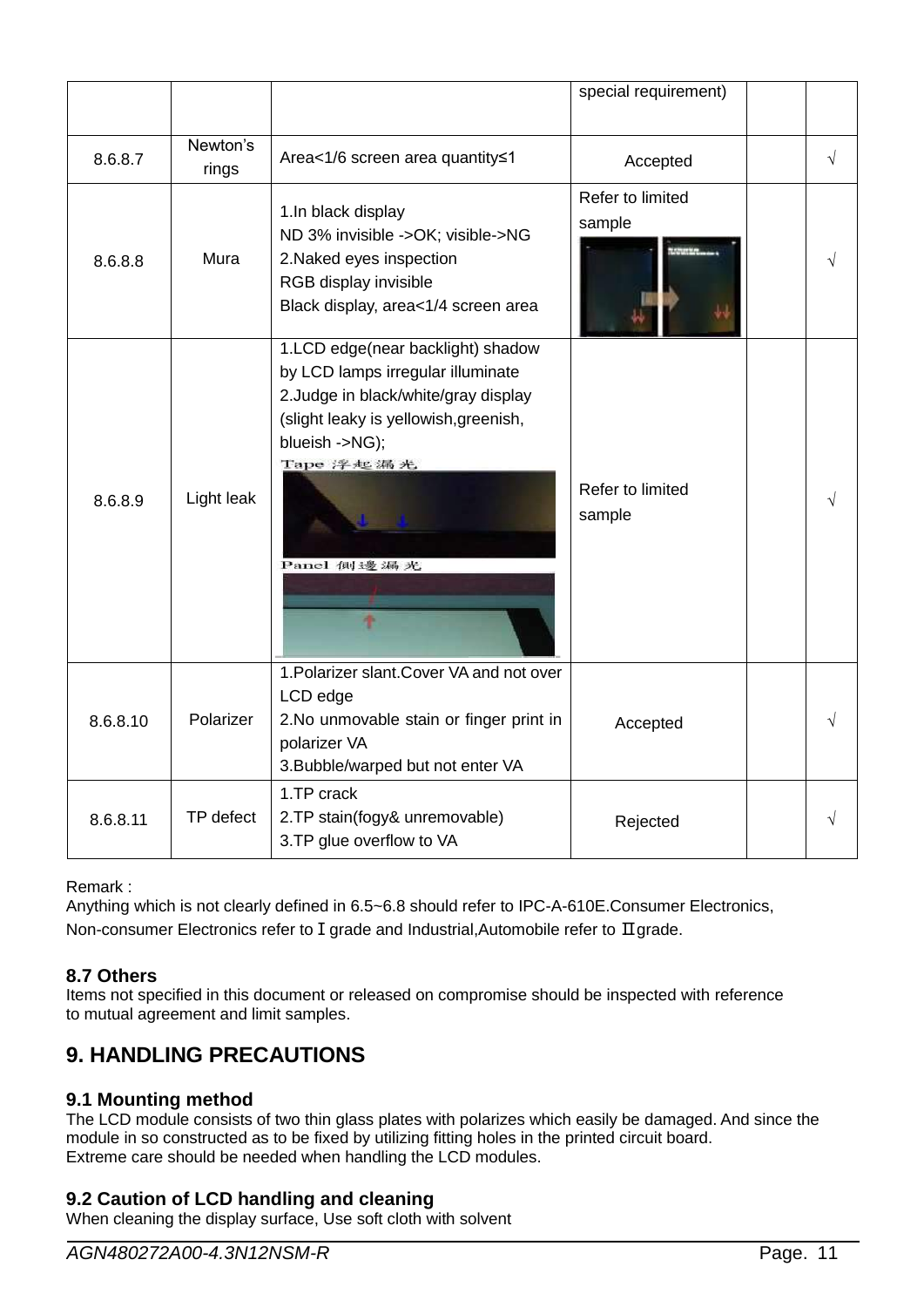| | | | special requirement) | | |
|---|---|---|---|---|---|
| 8.6.8.7 | Newton's rings | Area<1/6 screen area quantity≤1 | Accepted | | √ |
| 8.6.8.8 | Mura | 1.In black display<br>ND 3% invisible ->OK; visible->NG<br>2.Naked eyes inspection<br>RGB display invisible<br>Black display, area<1/4 screen area | Refer to limited sample | | √ |
| 8.6.8.9 | Light leak | 1.LCD edge(near backlight) shadow by LCD lamps irregular illuminate<br>2.Judge in black/white/gray display (slight leaky is yellowish,greenish, blueish ->NG);<br>Tape 浮起漏光<br>Panel 側邊漏光 | Refer to limited sample | | √ |
| 8.6.8.10 | Polarizer | 1.Polarizer slant.Cover VA and not over LCD edge<br>2.No unmovable stain or finger print in polarizer VA<br>3.Bubble/warped but not enter VA | Accepted | | √ |
| 8.6.8.11 | TP defect | 1.TP crack<br>2.TP stain(fogy& unremovable)<br>3.TP glue overflow to VA | Rejected | | √ |

Remark :
Anything which is not clearly defined in 6.5~6.8 should refer to IPC-A-610E.Consumer Electronics, Non-consumer Electronics refer to Ⅰgrade and Industrial,Automobile refer to Ⅱgrade.

### 8.7 Others

Items not specified in this document or released on compromise should be inspected with reference to mutual agreement and limit samples.

## 9. HANDLING PRECAUTIONS

### 9.1 Mounting method

The LCD module consists of two thin glass plates with polarizes which easily be damaged. And since the module in so constructed as to be fixed by utilizing fitting holes in the printed circuit board.
Extreme care should be needed when handling the LCD modules.

### 9.2 Caution of LCD handling and cleaning

When cleaning the display surface, Use soft cloth with solvent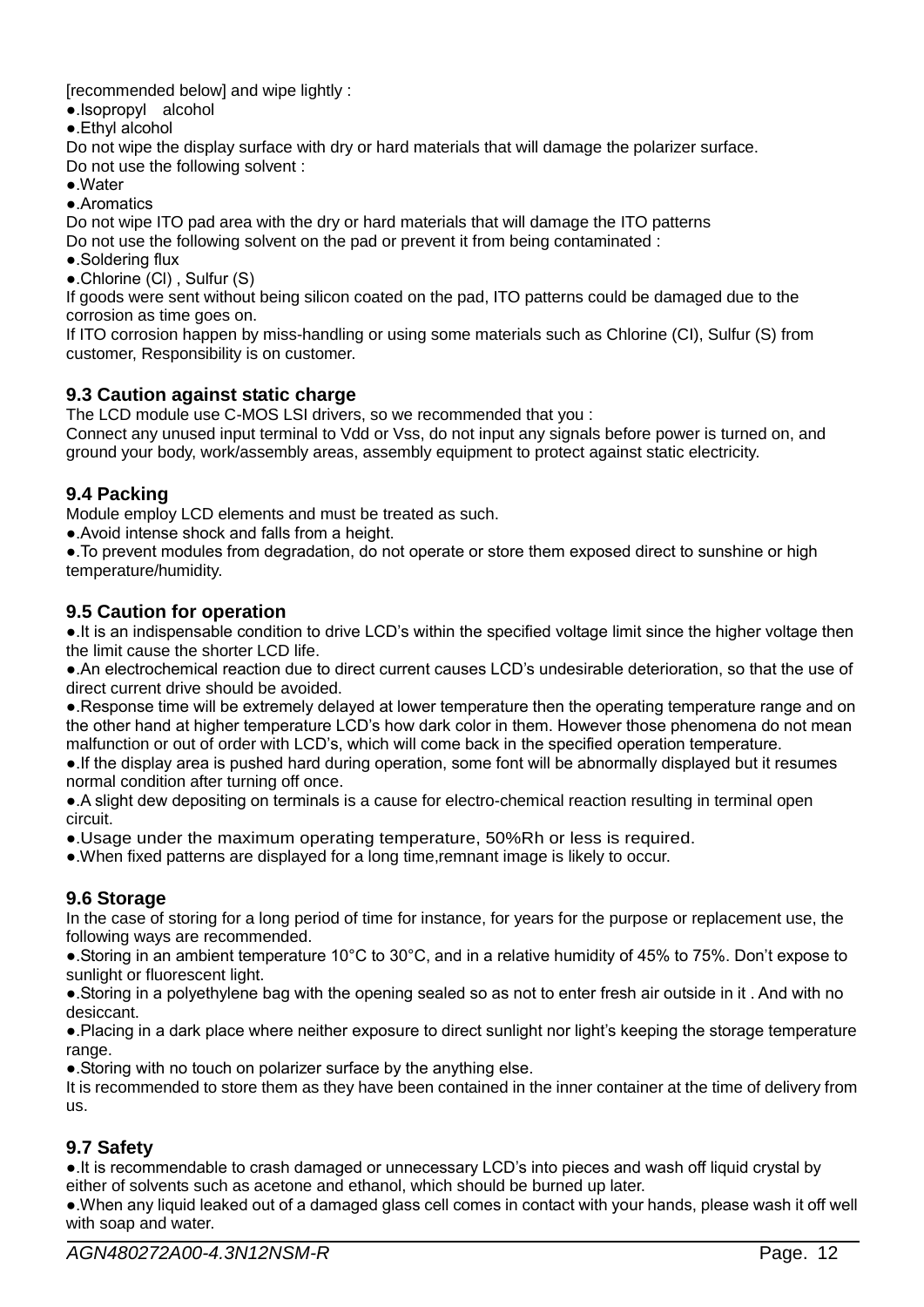[recommended below] and wipe lightly :

●.Isopropyl alcohol

●.Ethyl alcohol

Do not wipe the display surface with dry or hard materials that will damage the polarizer surface.

Do not use the following solvent :

●.Water

●.Aromatics

Do not wipe ITO pad area with the dry or hard materials that will damage the ITO patterns

Do not use the following solvent on the pad or prevent it from being contaminated :

●.Soldering flux

●.Chlorine (Cl) , Sulfur (S)

If goods were sent without being silicon coated on the pad, ITO patterns could be damaged due to the corrosion as time goes on.

If ITO corrosion happen by miss-handling or using some materials such as Chlorine (CI), Sulfur (S) from customer, Responsibility is on customer.

### 9.3 Caution against static charge

The LCD module use C-MOS LSI drivers, so we recommended that you :

Connect any unused input terminal to Vdd or Vss, do not input any signals before power is turned on, and ground your body, work/assembly areas, assembly equipment to protect against static electricity.

### 9.4 Packing

Module employ LCD elements and must be treated as such.

●.Avoid intense shock and falls from a height.

●.To prevent modules from degradation, do not operate or store them exposed direct to sunshine or high temperature/humidity.

### 9.5 Caution for operation

●.It is an indispensable condition to drive LCD's within the specified voltage limit since the higher voltage then the limit cause the shorter LCD life.

●.An electrochemical reaction due to direct current causes LCD's undesirable deterioration, so that the use of direct current drive should be avoided.

●.Response time will be extremely delayed at lower temperature then the operating temperature range and on the other hand at higher temperature LCD's how dark color in them. However those phenomena do not mean malfunction or out of order with LCD's, which will come back in the specified operation temperature.

●.If the display area is pushed hard during operation, some font will be abnormally displayed but it resumes normal condition after turning off once.

●.A slight dew depositing on terminals is a cause for electro-chemical reaction resulting in terminal open circuit.

●.Usage under the maximum operating temperature, 50%Rh or less is required.

●.When fixed patterns are displayed for a long time,remnant image is likely to occur.

### 9.6 Storage

In the case of storing for a long period of time for instance, for years for the purpose or replacement use, the following ways are recommended.

●.Storing in an ambient temperature 10°C to 30°C, and in a relative humidity of 45% to 75%. Don't expose to sunlight or fluorescent light.

●.Storing in a polyethylene bag with the opening sealed so as not to enter fresh air outside in it . And with no desiccant.

●.Placing in a dark place where neither exposure to direct sunlight nor light's keeping the storage temperature range.

●.Storing with no touch on polarizer surface by the anything else.

It is recommended to store them as they have been contained in the inner container at the time of delivery from us.

### 9.7 Safety

●.It is recommendable to crash damaged or unnecessary LCD's into pieces and wash off liquid crystal by either of solvents such as acetone and ethanol, which should be burned up later.

●.When any liquid leaked out of a damaged glass cell comes in contact with your hands, please wash it off well with soap and water.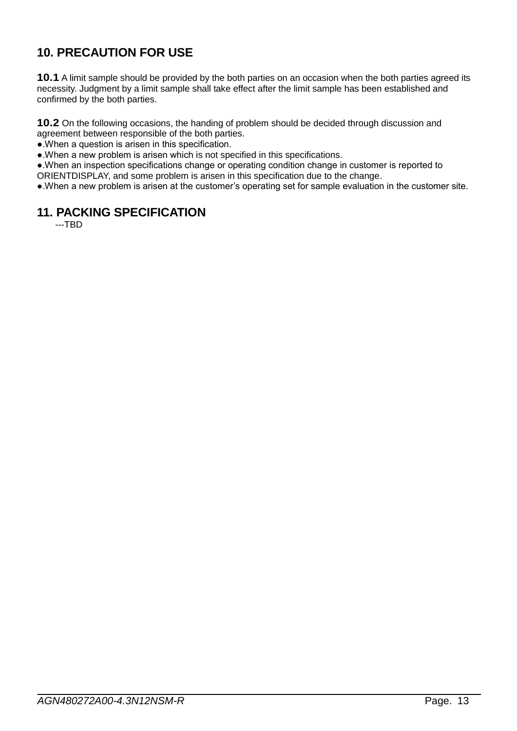## 10. PRECAUTION FOR USE

**10.1** A limit sample should be provided by the both parties on an occasion when the both parties agreed its necessity. Judgment by a limit sample shall take effect after the limit sample has been established and confirmed by the both parties.

**10.2** On the following occasions, the handing of problem should be decided through discussion and agreement between responsible of the both parties.

●.When a question is arisen in this specification.

●.When a new problem is arisen which is not specified in this specifications.

●.When an inspection specifications change or operating condition change in customer is reported to ORIENTDISPLAY, and some problem is arisen in this specification due to the change.

●.When a new problem is arisen at the customer's operating set for sample evaluation in the customer site.

## 11. PACKING SPECIFICATION

---TBD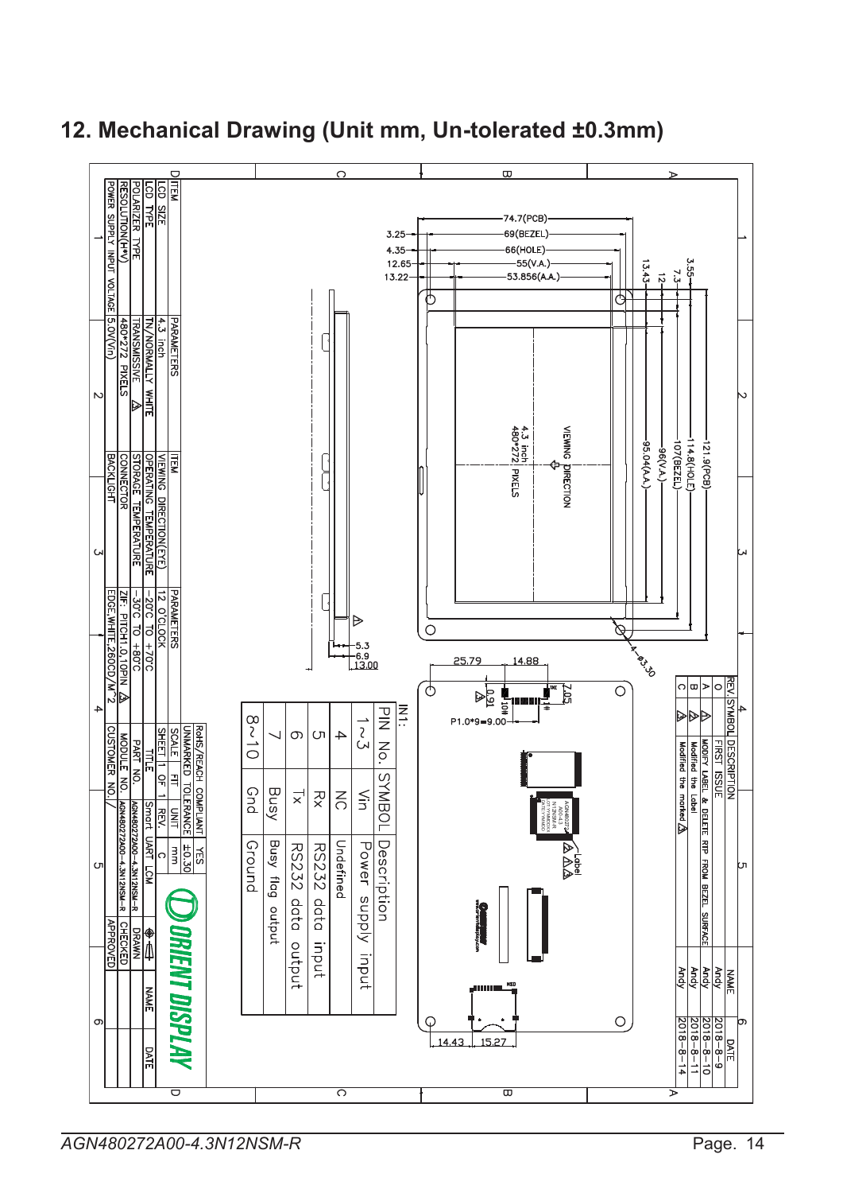## 12. Mechanical Drawing (Unit mm, Un-tolerated ±0.3mm)

74.7(PCB)
69(BEZEL)
66(HOLE)
55(V.A.)
53.856(A.A.)
3.25
4.35
12.65
13.22

121.9(PCB)
114.8(HOLE)
107(BEZEL)
96(V.A.)
95.04(A.A.)
3.55
7.3
12
13.43

VIEWING DIRECTION
4.3 inch
480*272 PIXELS

4-Φ3.30
5.3
6.9
13.00
25.79
14.88
7.05
0.91
P1.0*9=9.00
14.43
15.27
Label

IN1:

| PIN No. | SYMBOL | Description |
|---|---|---|
| 1~3 | Vin | Power supply input |
| 4 | NC | Undefined |
| 5 | Rx | RS232 data input |
| 6 | Tx | RS232 data output |
| 7 | Busy | Busy flag output |
| 8~10 | Gnd | Ground |

| REV. | SYMBOL | DESCRIPTION | NAME | DATE |
|---|---|---|---|---|
| O | | FIRST ISSUE | Andy | 2018-8-9 |
| A | △A | MODIFY LABEL & DELETE RTP FROM BEZEL SURFACE | Andy | 2018-8-10 |
| B | △B | Modified the Label | Andy | 2018-8-11 |
| C | △C | Modified the marked △ | Andy | 2018-8-14 |

| ITEM | PARAMETERS | ITEM | PARAMETERS |
|---|---|---|---|
| LCD SIZE | 4.3 inch | VIEWING DIRECTION(EYE) | 12 O'CLOCK |
| LCD TYPE | TN/NORMALLY WHITE | OPERATING TEMPERATURE | -20°C TO +70°C |
| POLARIZER TYPE | TRANSMISSIVE △ | STORAGE TEMPERATURE | -30°C TO +80°C |
| RESOLUTION(H*V) | 480*272 PIXELS | CONNECTOR | ZIF: PITCH1.0,10PIN △ |
| POWER SUPPLY INPUT VOLTAGE | 5.0V(Vin) | BACKLIGHT | EDGE,WHITE,260CD/M^2 |

| | | | | |
|---|---|---|---|---|
| RoHS/REACH COMPLIANT | YES | | | |
| UNMARKED TOLERANCE | ±0.30 | | | |
| SCALE | FIT | UNIT | mm | |
| SHEET 1 OF 1 | REV. | C | | |
| TITLE | Smart UART LCM | | NAME | DATE |
| PART NO. | AGN480272A00-4.3N12NSM-R | DRAWN | | |
| MODULE NO. | AGN480272A00-4.3N12NSM-R | CHECKED | | |
| CUSTOMER NO. | / | APPROVED | | |

ORIENT DISPLAY